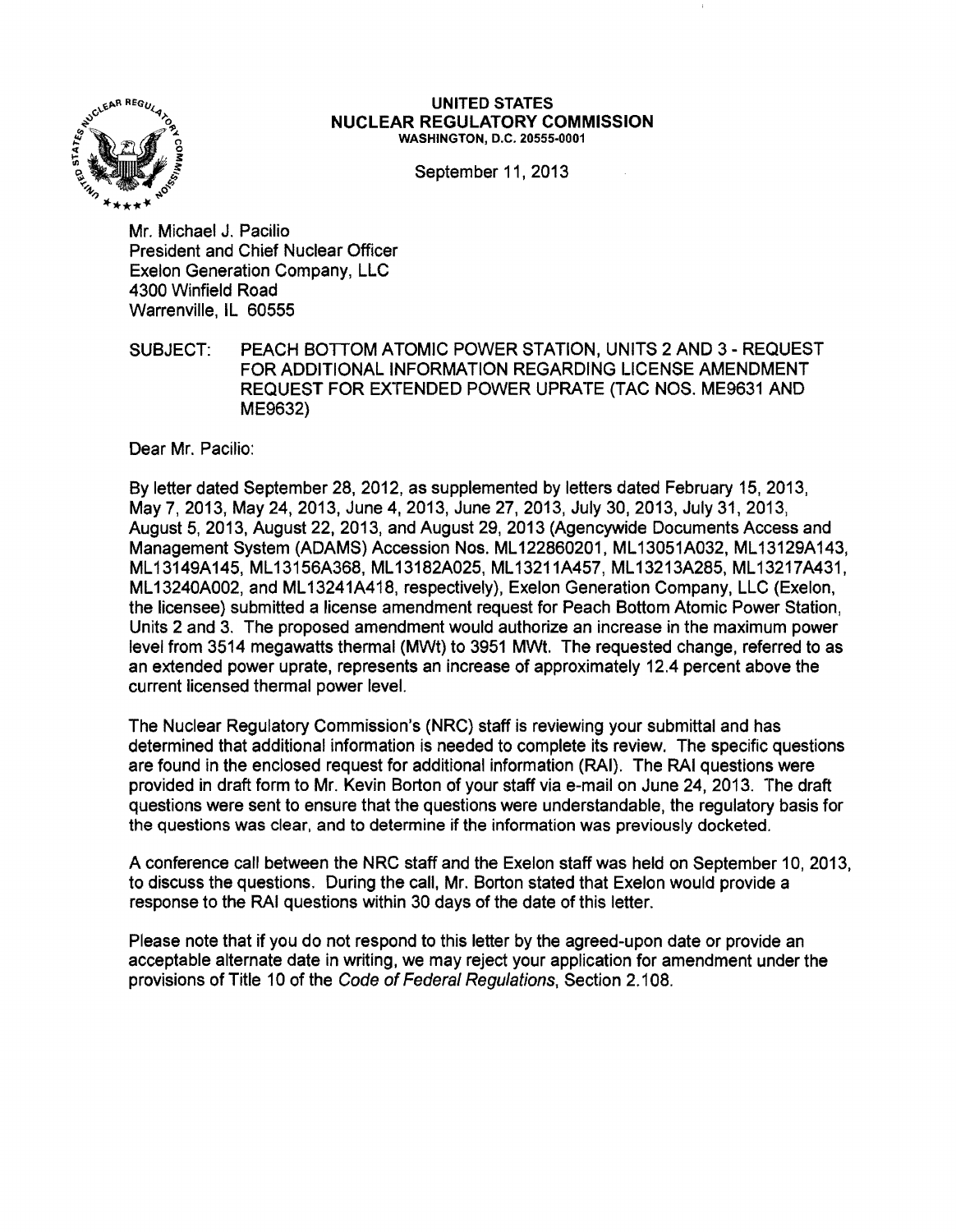**UNITED STATES**
**NUCLEAR REGULATORY COMMISSION**
WASHINGTON, D.C. 20555-0001

September 11, 2013

Mr. Michael J. Pacilio
President and Chief Nuclear Officer
Exelon Generation Company, LLC
4300 Winfield Road
Warrenville, IL 60555

SUBJECT: PEACH BOTTOM ATOMIC POWER STATION, UNITS 2 AND 3 - REQUEST FOR ADDITIONAL INFORMATION REGARDING LICENSE AMENDMENT REQUEST FOR EXTENDED POWER UPRATE (TAC NOS. ME9631 AND ME9632)

Dear Mr. Pacilio:

By letter dated September 28, 2012, as supplemented by letters dated February 15, 2013, May 7, 2013, May 24, 2013, June 4, 2013, June 27, 2013, July 30, 2013, July 31, 2013, August 5, 2013, August 22, 2013, and August 29, 2013 (Agencywide Documents Access and Management System (ADAMS) Accession Nos. ML122860201, ML13051A032, ML13129A143, ML13149A145, ML13156A368, ML13182A025, ML13211A457, ML13213A285, ML13217A431, ML13240A002, and ML13241A418, respectively), Exelon Generation Company, LLC (Exelon, the licensee) submitted a license amendment request for Peach Bottom Atomic Power Station, Units 2 and 3. The proposed amendment would authorize an increase in the maximum power level from 3514 megawatts thermal (MWt) to 3951 MWt. The requested change, referred to as an extended power uprate, represents an increase of approximately 12.4 percent above the current licensed thermal power level.

The Nuclear Regulatory Commission's (NRC) staff is reviewing your submittal and has determined that additional information is needed to complete its review. The specific questions are found in the enclosed request for additional information (RAI). The RAI questions were provided in draft form to Mr. Kevin Borton of your staff via e-mail on June 24, 2013. The draft questions were sent to ensure that the questions were understandable, the regulatory basis for the questions was clear, and to determine if the information was previously docketed.

A conference call between the NRC staff and the Exelon staff was held on September 10, 2013, to discuss the questions. During the call, Mr. Borton stated that Exelon would provide a response to the RAI questions within 30 days of the date of this letter.

Please note that if you do not respond to this letter by the agreed-upon date or provide an acceptable alternate date in writing, we may reject your application for amendment under the provisions of Title 10 of the *Code of Federal Regulations*, Section 2.108.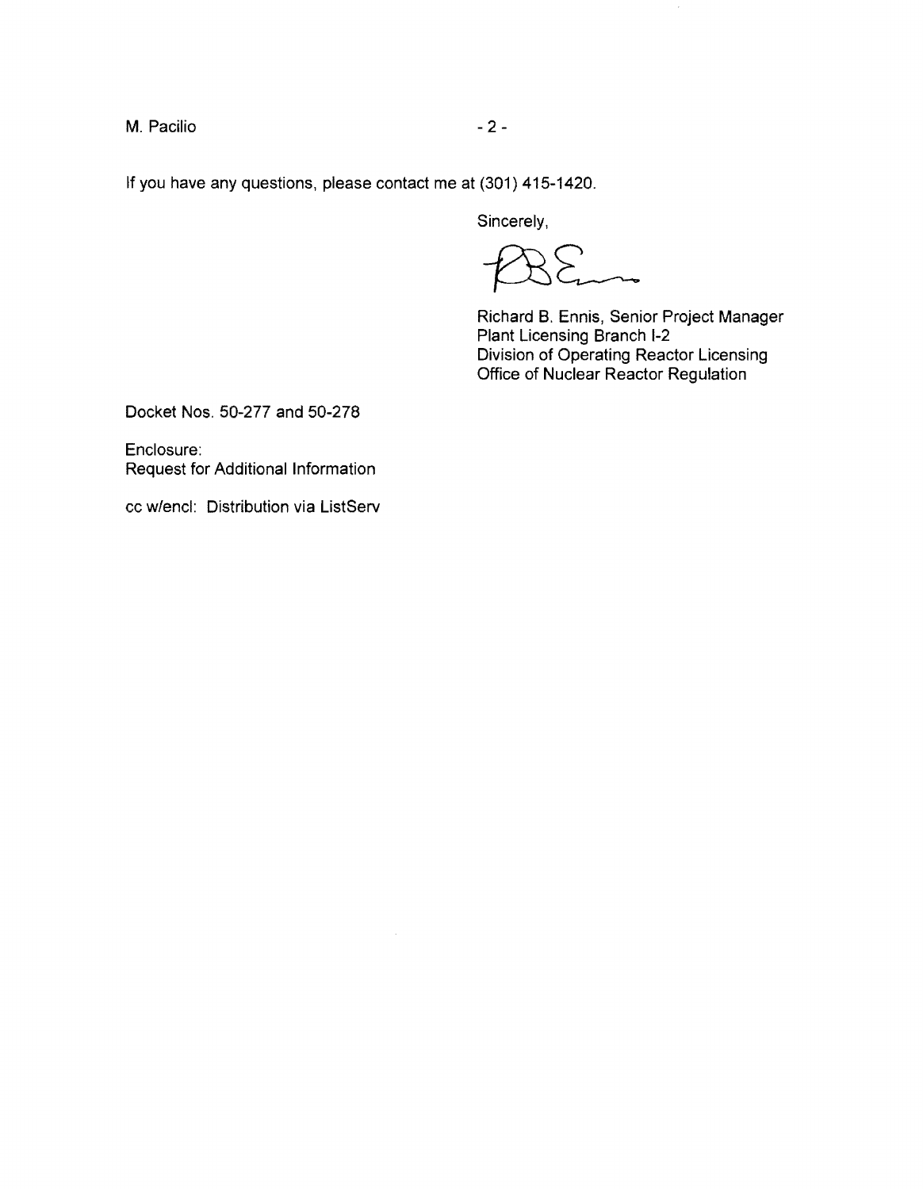If you have any questions, please contact me at (301) 415-1420.

Sincerely,

Richard B. Ennis, Senior Project Manager
Plant Licensing Branch I-2
Division of Operating Reactor Licensing
Office of Nuclear Reactor Regulation

Docket Nos. 50-277 and 50-278

Enclosure:
Request for Additional Information

cc w/encl: Distribution via ListServ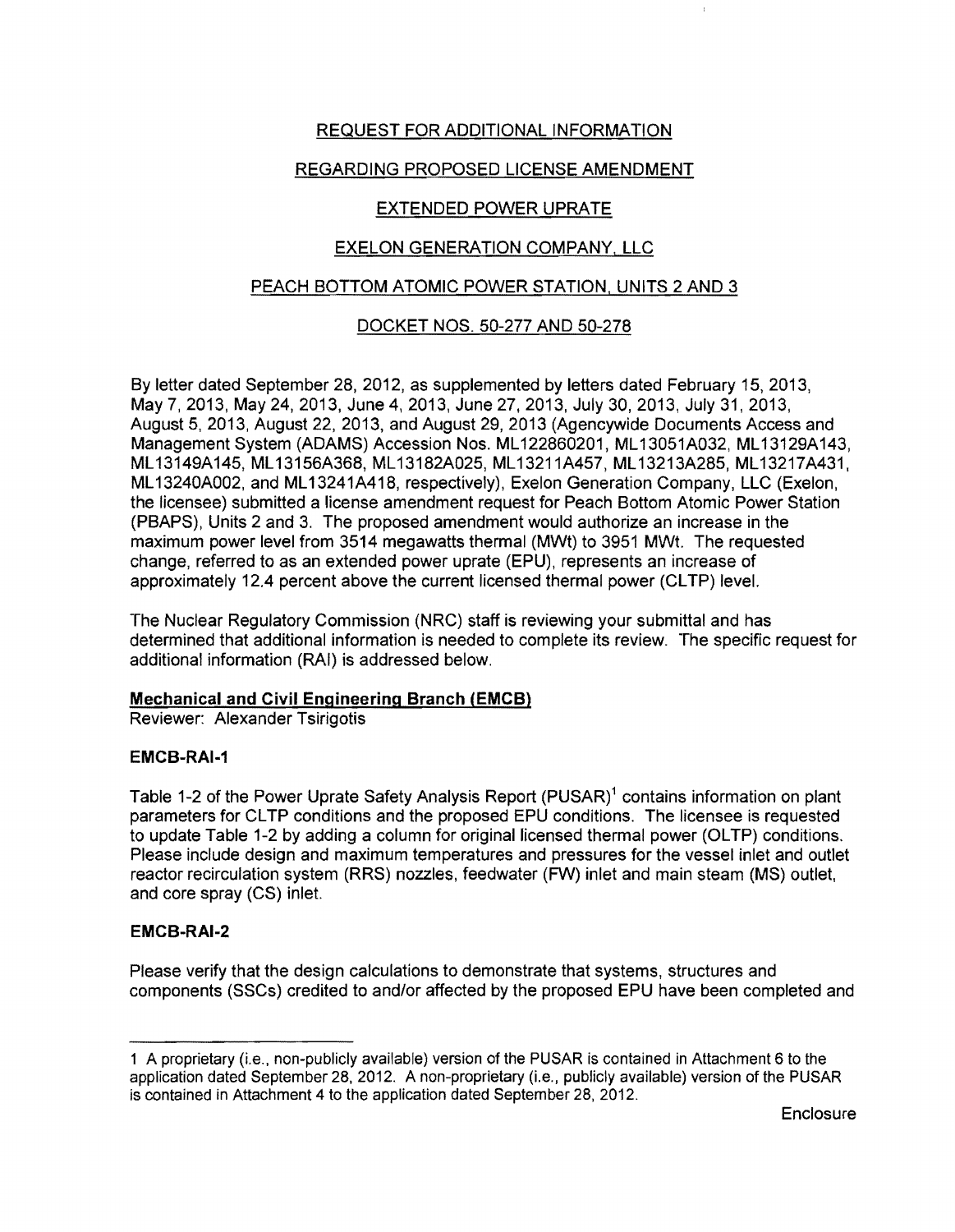REQUEST FOR ADDITIONAL INFORMATION

REGARDING PROPOSED LICENSE AMENDMENT

EXTENDED POWER UPRATE

EXELON GENERATION COMPANY, LLC

PEACH BOTTOM ATOMIC POWER STATION, UNITS 2 AND 3

DOCKET NOS. 50-277 AND 50-278

By letter dated September 28, 2012, as supplemented by letters dated February 15, 2013, May 7, 2013, May 24, 2013, June 4, 2013, June 27, 2013, July 30, 2013, July 31, 2013, August 5, 2013, August 22, 2013, and August 29, 2013 (Agencywide Documents Access and Management System (ADAMS) Accession Nos. ML122860201, ML13051A032, ML13129A143, ML13149A145, ML13156A368, ML13182A025, ML13211A457, ML13213A285, ML13217A431, ML13240A002, and ML13241A418, respectively), Exelon Generation Company, LLC (Exelon, the licensee) submitted a license amendment request for Peach Bottom Atomic Power Station (PBAPS), Units 2 and 3. The proposed amendment would authorize an increase in the maximum power level from 3514 megawatts thermal (MWt) to 3951 MWt. The requested change, referred to as an extended power uprate (EPU), represents an increase of approximately 12.4 percent above the current licensed thermal power (CLTP) level.

The Nuclear Regulatory Commission (NRC) staff is reviewing your submittal and has determined that additional information is needed to complete its review. The specific request for additional information (RAI) is addressed below.

**Mechanical and Civil Engineering Branch (EMCB)**
Reviewer: Alexander Tsirigotis

**EMCB-RAI-1**

Table 1-2 of the Power Uprate Safety Analysis Report (PUSAR)[1] contains information on plant parameters for CLTP conditions and the proposed EPU conditions. The licensee is requested to update Table 1-2 by adding a column for original licensed thermal power (OLTP) conditions. Please include design and maximum temperatures and pressures for the vessel inlet and outlet reactor recirculation system (RRS) nozzles, feedwater (FW) inlet and main steam (MS) outlet, and core spray (CS) inlet.

**EMCB-RAI-2**

Please verify that the design calculations to demonstrate that systems, structures and components (SSCs) credited to and/or affected by the proposed EPU have been completed and

---

1 A proprietary (i.e., non-publicly available) version of the PUSAR is contained in Attachment 6 to the application dated September 28, 2012. A non-proprietary (i.e., publicly available) version of the PUSAR is contained in Attachment 4 to the application dated September 28, 2012.

Enclosure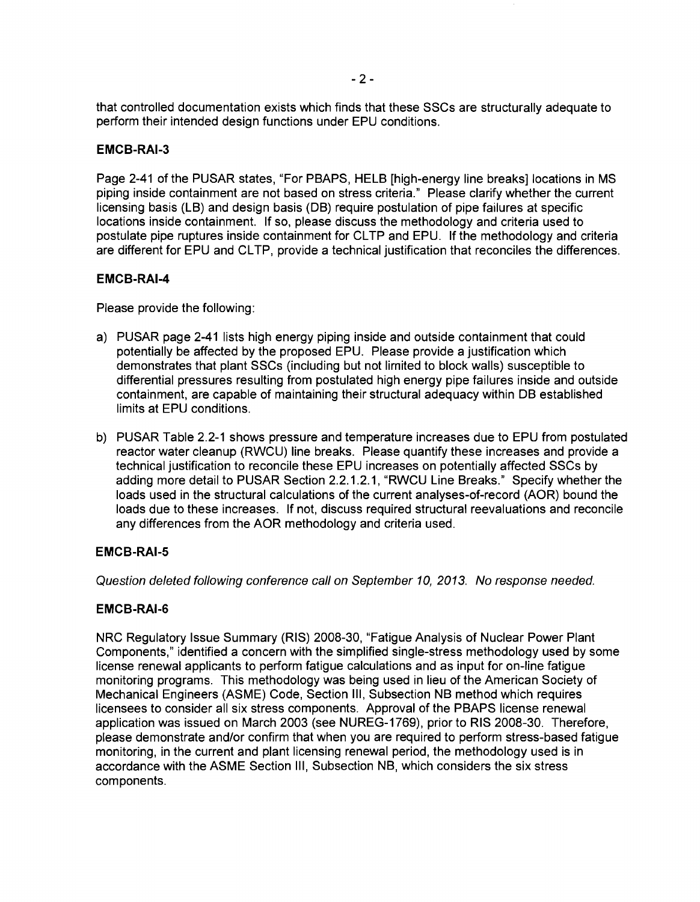that controlled documentation exists which finds that these SSCs are structurally adequate to perform their intended design functions under EPU conditions.

**EMCB-RAI-3**

Page 2-41 of the PUSAR states, "For PBAPS, HELB [high-energy line breaks] locations in MS piping inside containment are not based on stress criteria." Please clarify whether the current licensing basis (LB) and design basis (DB) require postulation of pipe failures at specific locations inside containment. If so, please discuss the methodology and criteria used to postulate pipe ruptures inside containment for CLTP and EPU. If the methodology and criteria are different for EPU and CLTP, provide a technical justification that reconciles the differences.

**EMCB-RAI-4**

Please provide the following:

a) PUSAR page 2-41 lists high energy piping inside and outside containment that could potentially be affected by the proposed EPU. Please provide a justification which demonstrates that plant SSCs (including but not limited to block walls) susceptible to differential pressures resulting from postulated high energy pipe failures inside and outside containment, are capable of maintaining their structural adequacy within DB established limits at EPU conditions.

b) PUSAR Table 2.2-1 shows pressure and temperature increases due to EPU from postulated reactor water cleanup (RWCU) line breaks. Please quantify these increases and provide a technical justification to reconcile these EPU increases on potentially affected SSCs by adding more detail to PUSAR Section 2.2.1.2.1, "RWCU Line Breaks." Specify whether the loads used in the structural calculations of the current analyses-of-record (AOR) bound the loads due to these increases. If not, discuss required structural reevaluations and reconcile any differences from the AOR methodology and criteria used.

**EMCB-RAI-5**

*Question deleted following conference call on September 10, 2013. No response needed.*

**EMCB-RAI-6**

NRC Regulatory Issue Summary (RIS) 2008-30, "Fatigue Analysis of Nuclear Power Plant Components," identified a concern with the simplified single-stress methodology used by some license renewal applicants to perform fatigue calculations and as input for on-line fatigue monitoring programs. This methodology was being used in lieu of the American Society of Mechanical Engineers (ASME) Code, Section III, Subsection NB method which requires licensees to consider all six stress components. Approval of the PBAPS license renewal application was issued on March 2003 (see NUREG-1769), prior to RIS 2008-30. Therefore, please demonstrate and/or confirm that when you are required to perform stress-based fatigue monitoring, in the current and plant licensing renewal period, the methodology used is in accordance with the ASME Section III, Subsection NB, which considers the six stress components.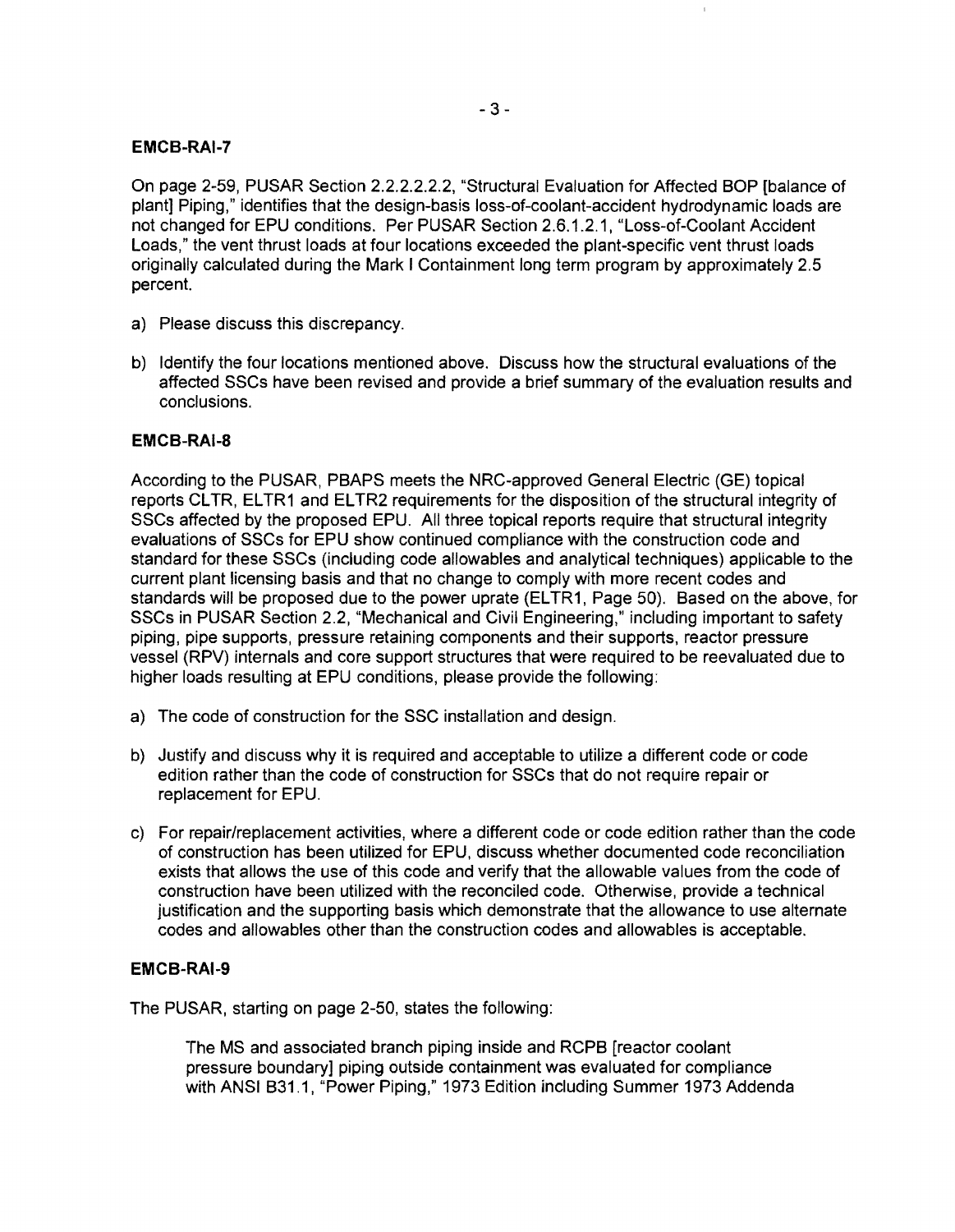## EMCB-RAI-7

On page 2-59, PUSAR Section 2.2.2.2.2.2, "Structural Evaluation for Affected BOP [balance of plant] Piping," identifies that the design-basis loss-of-coolant-accident hydrodynamic loads are not changed for EPU conditions. Per PUSAR Section 2.6.1.2.1, "Loss-of-Coolant Accident Loads," the vent thrust loads at four locations exceeded the plant-specific vent thrust loads originally calculated during the Mark I Containment long term program by approximately 2.5 percent.

a) Please discuss this discrepancy.

b) Identify the four locations mentioned above. Discuss how the structural evaluations of the affected SSCs have been revised and provide a brief summary of the evaluation results and conclusions.

## EMCB-RAI-8

According to the PUSAR, PBAPS meets the NRC-approved General Electric (GE) topical reports CLTR, ELTR1 and ELTR2 requirements for the disposition of the structural integrity of SSCs affected by the proposed EPU. All three topical reports require that structural integrity evaluations of SSCs for EPU show continued compliance with the construction code and standard for these SSCs (including code allowables and analytical techniques) applicable to the current plant licensing basis and that no change to comply with more recent codes and standards will be proposed due to the power uprate (ELTR1, Page 50). Based on the above, for SSCs in PUSAR Section 2.2, "Mechanical and Civil Engineering," including important to safety piping, pipe supports, pressure retaining components and their supports, reactor pressure vessel (RPV) internals and core support structures that were required to be reevaluated due to higher loads resulting at EPU conditions, please provide the following:

a) The code of construction for the SSC installation and design.

b) Justify and discuss why it is required and acceptable to utilize a different code or code edition rather than the code of construction for SSCs that do not require repair or replacement for EPU.

c) For repair/replacement activities, where a different code or code edition rather than the code of construction has been utilized for EPU, discuss whether documented code reconciliation exists that allows the use of this code and verify that the allowable values from the code of construction have been utilized with the reconciled code. Otherwise, provide a technical justification and the supporting basis which demonstrate that the allowance to use alternate codes and allowables other than the construction codes and allowables is acceptable.

## EMCB-RAI-9

The PUSAR, starting on page 2-50, states the following:

> The MS and associated branch piping inside and RCPB [reactor coolant pressure boundary] piping outside containment was evaluated for compliance with ANSI B31.1, "Power Piping," 1973 Edition including Summer 1973 Addenda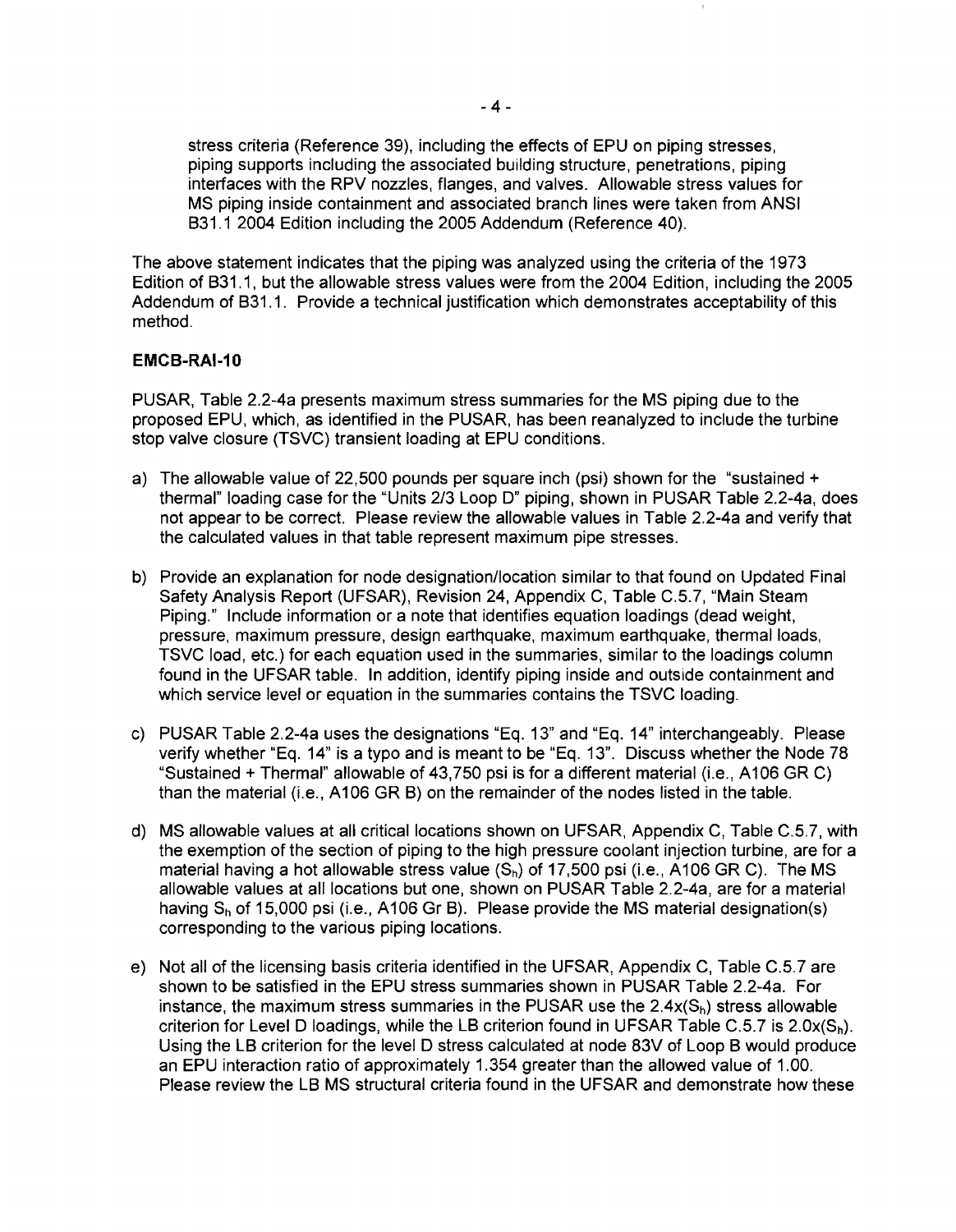stress criteria (Reference 39), including the effects of EPU on piping stresses, piping supports including the associated building structure, penetrations, piping interfaces with the RPV nozzles, flanges, and valves. Allowable stress values for MS piping inside containment and associated branch lines were taken from ANSI B31.1 2004 Edition including the 2005 Addendum (Reference 40).

The above statement indicates that the piping was analyzed using the criteria of the 1973 Edition of B31.1, but the allowable stress values were from the 2004 Edition, including the 2005 Addendum of B31.1. Provide a technical justification which demonstrates acceptability of this method.

**EMCB-RAI-10**

PUSAR, Table 2.2-4a presents maximum stress summaries for the MS piping due to the proposed EPU, which, as identified in the PUSAR, has been reanalyzed to include the turbine stop valve closure (TSVC) transient loading at EPU conditions.

a) The allowable value of 22,500 pounds per square inch (psi) shown for the "sustained + thermal" loading case for the "Units 2/3 Loop D" piping, shown in PUSAR Table 2.2-4a, does not appear to be correct. Please review the allowable values in Table 2.2-4a and verify that the calculated values in that table represent maximum pipe stresses.

b) Provide an explanation for node designation/location similar to that found on Updated Final Safety Analysis Report (UFSAR), Revision 24, Appendix C, Table C.5.7, "Main Steam Piping." Include information or a note that identifies equation loadings (dead weight, pressure, maximum pressure, design earthquake, maximum earthquake, thermal loads, TSVC load, etc.) for each equation used in the summaries, similar to the loadings column found in the UFSAR table. In addition, identify piping inside and outside containment and which service level or equation in the summaries contains the TSVC loading.

c) PUSAR Table 2.2-4a uses the designations "Eq. 13" and "Eq. 14" interchangeably. Please verify whether "Eq. 14" is a typo and is meant to be "Eq. 13". Discuss whether the Node 78 "Sustained + Thermal" allowable of 43,750 psi is for a different material (i.e., A106 GR C) than the material (i.e., A106 GR B) on the remainder of the nodes listed in the table.

d) MS allowable values at all critical locations shown on UFSAR, Appendix C, Table C.5.7, with the exemption of the section of piping to the high pressure coolant injection turbine, are for a material having a hot allowable stress value ($S_h$) of 17,500 psi (i.e., A106 GR C). The MS allowable values at all locations but one, shown on PUSAR Table 2.2-4a, are for a material having $S_h$ of 15,000 psi (i.e., A106 Gr B). Please provide the MS material designation(s) corresponding to the various piping locations.

e) Not all of the licensing basis criteria identified in the UFSAR, Appendix C, Table C.5.7 are shown to be satisfied in the EPU stress summaries shown in PUSAR Table 2.2-4a. For instance, the maximum stress summaries in the PUSAR use the $2.4x(S_h)$ stress allowable criterion for Level D loadings, while the LB criterion found in UFSAR Table C.5.7 is $2.0x(S_h)$. Using the LB criterion for the level D stress calculated at node 83V of Loop B would produce an EPU interaction ratio of approximately 1.354 greater than the allowed value of 1.00. Please review the LB MS structural criteria found in the UFSAR and demonstrate how these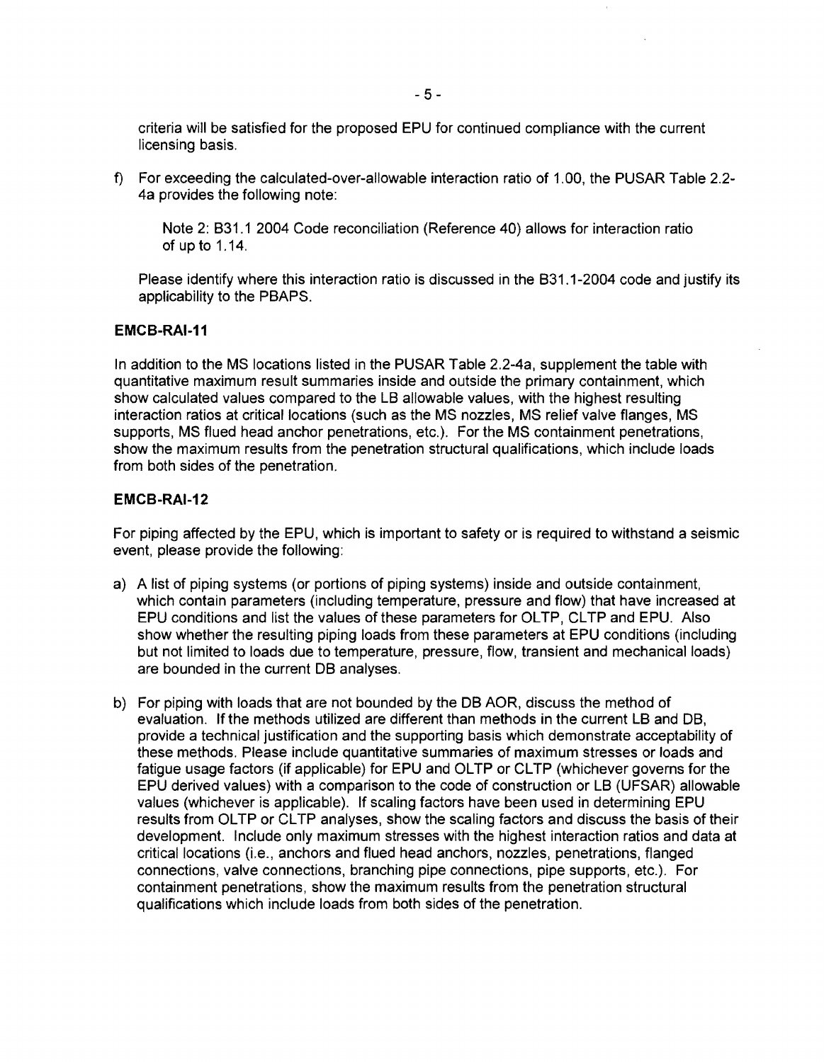criteria will be satisfied for the proposed EPU for continued compliance with the current licensing basis.

f) For exceeding the calculated-over-allowable interaction ratio of 1.00, the PUSAR Table 2.2-4a provides the following note:

   Note 2: B31.1 2004 Code reconciliation (Reference 40) allows for interaction ratio of up to 1.14.

   Please identify where this interaction ratio is discussed in the B31.1-2004 code and justify its applicability to the PBAPS.

**EMCB-RAI-11**

In addition to the MS locations listed in the PUSAR Table 2.2-4a, supplement the table with quantitative maximum result summaries inside and outside the primary containment, which show calculated values compared to the LB allowable values, with the highest resulting interaction ratios at critical locations (such as the MS nozzles, MS relief valve flanges, MS supports, MS flued head anchor penetrations, etc.). For the MS containment penetrations, show the maximum results from the penetration structural qualifications, which include loads from both sides of the penetration.

**EMCB-RAI-12**

For piping affected by the EPU, which is important to safety or is required to withstand a seismic event, please provide the following:

a) A list of piping systems (or portions of piping systems) inside and outside containment, which contain parameters (including temperature, pressure and flow) that have increased at EPU conditions and list the values of these parameters for OLTP, CLTP and EPU. Also show whether the resulting piping loads from these parameters at EPU conditions (including but not limited to loads due to temperature, pressure, flow, transient and mechanical loads) are bounded in the current DB analyses.

b) For piping with loads that are not bounded by the DB AOR, discuss the method of evaluation. If the methods utilized are different than methods in the current LB and DB, provide a technical justification and the supporting basis which demonstrate acceptability of these methods. Please include quantitative summaries of maximum stresses or loads and fatigue usage factors (if applicable) for EPU and OLTP or CLTP (whichever governs for the EPU derived values) with a comparison to the code of construction or LB (UFSAR) allowable values (whichever is applicable). If scaling factors have been used in determining EPU results from OLTP or CLTP analyses, show the scaling factors and discuss the basis of their development. Include only maximum stresses with the highest interaction ratios and data at critical locations (i.e., anchors and flued head anchors, nozzles, penetrations, flanged connections, valve connections, branching pipe connections, pipe supports, etc.). For containment penetrations, show the maximum results from the penetration structural qualifications which include loads from both sides of the penetration.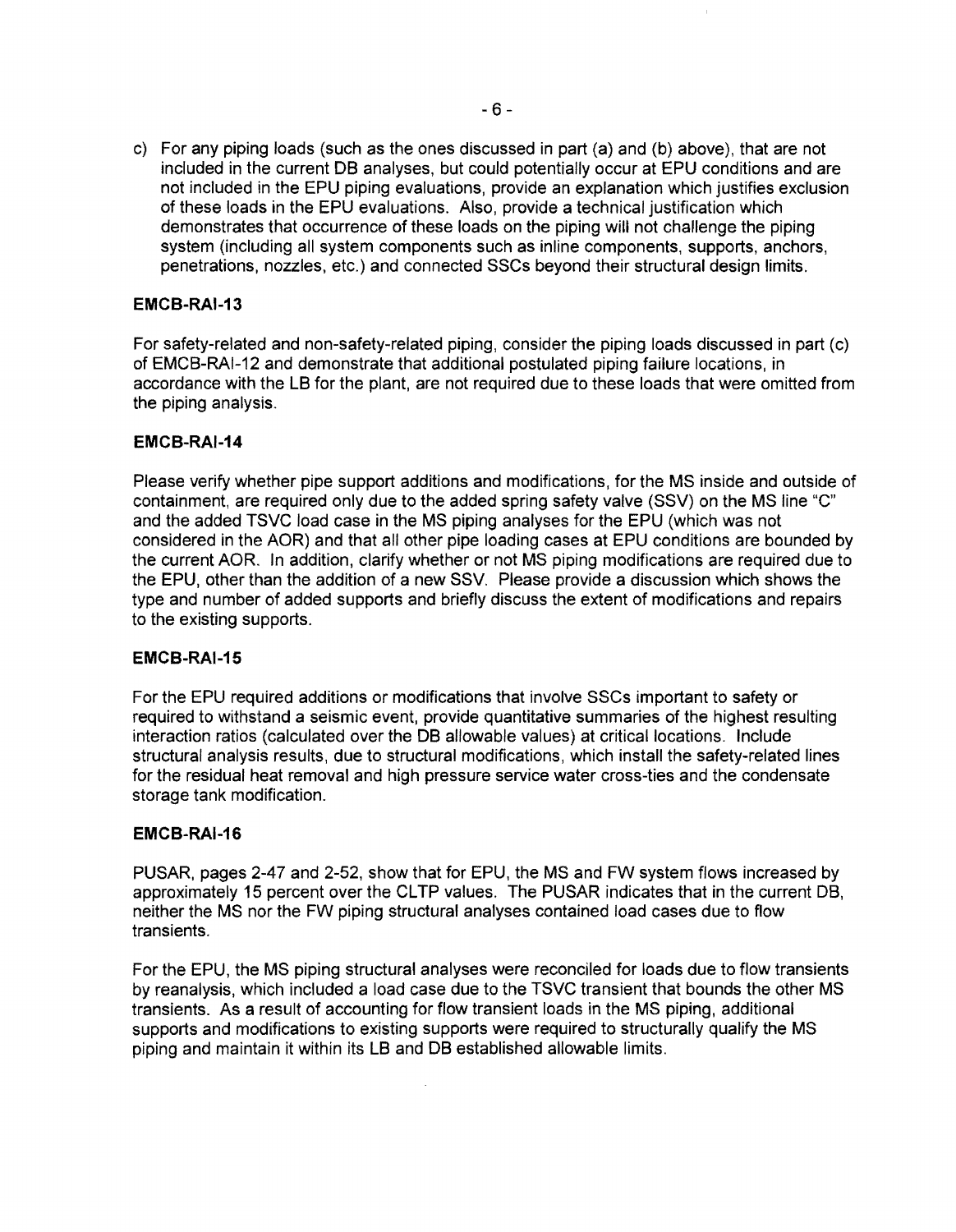c) For any piping loads (such as the ones discussed in part (a) and (b) above), that are not included in the current DB analyses, but could potentially occur at EPU conditions and are not included in the EPU piping evaluations, provide an explanation which justifies exclusion of these loads in the EPU evaluations. Also, provide a technical justification which demonstrates that occurrence of these loads on the piping will not challenge the piping system (including all system components such as inline components, supports, anchors, penetrations, nozzles, etc.) and connected SSCs beyond their structural design limits.

**EMCB-RAI-13**

For safety-related and non-safety-related piping, consider the piping loads discussed in part (c) of EMCB-RAI-12 and demonstrate that additional postulated piping failure locations, in accordance with the LB for the plant, are not required due to these loads that were omitted from the piping analysis.

**EMCB-RAI-14**

Please verify whether pipe support additions and modifications, for the MS inside and outside of containment, are required only due to the added spring safety valve (SSV) on the MS line "C" and the added TSVC load case in the MS piping analyses for the EPU (which was not considered in the AOR) and that all other pipe loading cases at EPU conditions are bounded by the current AOR. In addition, clarify whether or not MS piping modifications are required due to the EPU, other than the addition of a new SSV. Please provide a discussion which shows the type and number of added supports and briefly discuss the extent of modifications and repairs to the existing supports.

**EMCB-RAI-15**

For the EPU required additions or modifications that involve SSCs important to safety or required to withstand a seismic event, provide quantitative summaries of the highest resulting interaction ratios (calculated over the DB allowable values) at critical locations. Include structural analysis results, due to structural modifications, which install the safety-related lines for the residual heat removal and high pressure service water cross-ties and the condensate storage tank modification.

**EMCB-RAI-16**

PUSAR, pages 2-47 and 2-52, show that for EPU, the MS and FW system flows increased by approximately 15 percent over the CLTP values. The PUSAR indicates that in the current DB, neither the MS nor the FW piping structural analyses contained load cases due to flow transients.

For the EPU, the MS piping structural analyses were reconciled for loads due to flow transients by reanalysis, which included a load case due to the TSVC transient that bounds the other MS transients. As a result of accounting for flow transient loads in the MS piping, additional supports and modifications to existing supports were required to structurally qualify the MS piping and maintain it within its LB and DB established allowable limits.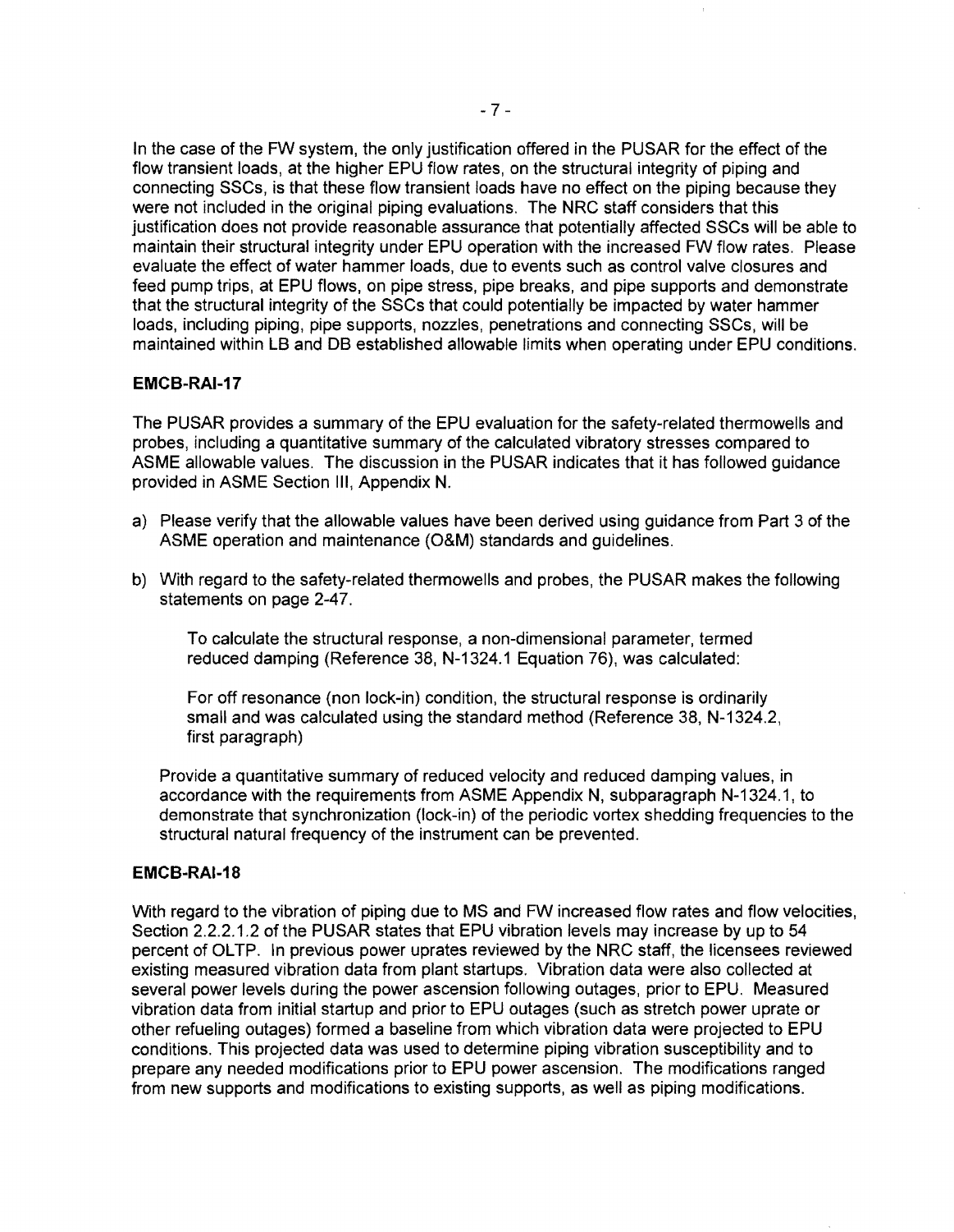In the case of the FW system, the only justification offered in the PUSAR for the effect of the flow transient loads, at the higher EPU flow rates, on the structural integrity of piping and connecting SSCs, is that these flow transient loads have no effect on the piping because they were not included in the original piping evaluations. The NRC staff considers that this justification does not provide reasonable assurance that potentially affected SSCs will be able to maintain their structural integrity under EPU operation with the increased FW flow rates. Please evaluate the effect of water hammer loads, due to events such as control valve closures and feed pump trips, at EPU flows, on pipe stress, pipe breaks, and pipe supports and demonstrate that the structural integrity of the SSCs that could potentially be impacted by water hammer loads, including piping, pipe supports, nozzles, penetrations and connecting SSCs, will be maintained within LB and DB established allowable limits when operating under EPU conditions.

**EMCB-RAI-17**

The PUSAR provides a summary of the EPU evaluation for the safety-related thermowells and probes, including a quantitative summary of the calculated vibratory stresses compared to ASME allowable values. The discussion in the PUSAR indicates that it has followed guidance provided in ASME Section III, Appendix N.

a) Please verify that the allowable values have been derived using guidance from Part 3 of the ASME operation and maintenance (O&M) standards and guidelines.

b) With regard to the safety-related thermowells and probes, the PUSAR makes the following statements on page 2-47.

   To calculate the structural response, a non-dimensional parameter, termed reduced damping (Reference 38, N-1324.1 Equation 76), was calculated:

   For off resonance (non lock-in) condition, the structural response is ordinarily small and was calculated using the standard method (Reference 38, N-1324.2, first paragraph)

   Provide a quantitative summary of reduced velocity and reduced damping values, in accordance with the requirements from ASME Appendix N, subparagraph N-1324.1, to demonstrate that synchronization (lock-in) of the periodic vortex shedding frequencies to the structural natural frequency of the instrument can be prevented.

**EMCB-RAI-18**

With regard to the vibration of piping due to MS and FW increased flow rates and flow velocities, Section 2.2.2.1.2 of the PUSAR states that EPU vibration levels may increase by up to 54 percent of OLTP. In previous power uprates reviewed by the NRC staff, the licensees reviewed existing measured vibration data from plant startups. Vibration data were also collected at several power levels during the power ascension following outages, prior to EPU. Measured vibration data from initial startup and prior to EPU outages (such as stretch power uprate or other refueling outages) formed a baseline from which vibration data were projected to EPU conditions. This projected data was used to determine piping vibration susceptibility and to prepare any needed modifications prior to EPU power ascension. The modifications ranged from new supports and modifications to existing supports, as well as piping modifications.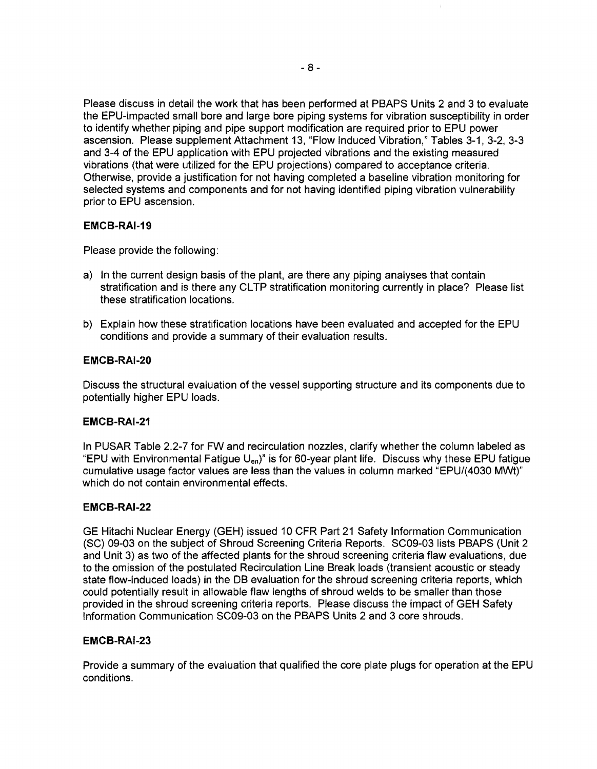Please discuss in detail the work that has been performed at PBAPS Units 2 and 3 to evaluate the EPU-impacted small bore and large bore piping systems for vibration susceptibility in order to identify whether piping and pipe support modification are required prior to EPU power ascension. Please supplement Attachment 13, "Flow Induced Vibration," Tables 3-1, 3-2, 3-3 and 3-4 of the EPU application with EPU projected vibrations and the existing measured vibrations (that were utilized for the EPU projections) compared to acceptance criteria. Otherwise, provide a justification for not having completed a baseline vibration monitoring for selected systems and components and for not having identified piping vibration vulnerability prior to EPU ascension.

### EMCB-RAI-19

Please provide the following:

a) In the current design basis of the plant, are there any piping analyses that contain stratification and is there any CLTP stratification monitoring currently in place? Please list these stratification locations.

b) Explain how these stratification locations have been evaluated and accepted for the EPU conditions and provide a summary of their evaluation results.

### EMCB-RAI-20

Discuss the structural evaluation of the vessel supporting structure and its components due to potentially higher EPU loads.

### EMCB-RAI-21

In PUSAR Table 2.2-7 for FW and recirculation nozzles, clarify whether the column labeled as "EPU with Environmental Fatigue $U_{en}$)" is for 60-year plant life. Discuss why these EPU fatigue cumulative usage factor values are less than the values in column marked "EPU/(4030 MWt)" which do not contain environmental effects.

### EMCB-RAI-22

GE Hitachi Nuclear Energy (GEH) issued 10 CFR Part 21 Safety Information Communication (SC) 09-03 on the subject of Shroud Screening Criteria Reports. SC09-03 lists PBAPS (Unit 2 and Unit 3) as two of the affected plants for the shroud screening criteria flaw evaluations, due to the omission of the postulated Recirculation Line Break loads (transient acoustic or steady state flow-induced loads) in the DB evaluation for the shroud screening criteria reports, which could potentially result in allowable flaw lengths of shroud welds to be smaller than those provided in the shroud screening criteria reports. Please discuss the impact of GEH Safety Information Communication SC09-03 on the PBAPS Units 2 and 3 core shrouds.

### EMCB-RAI-23

Provide a summary of the evaluation that qualified the core plate plugs for operation at the EPU conditions.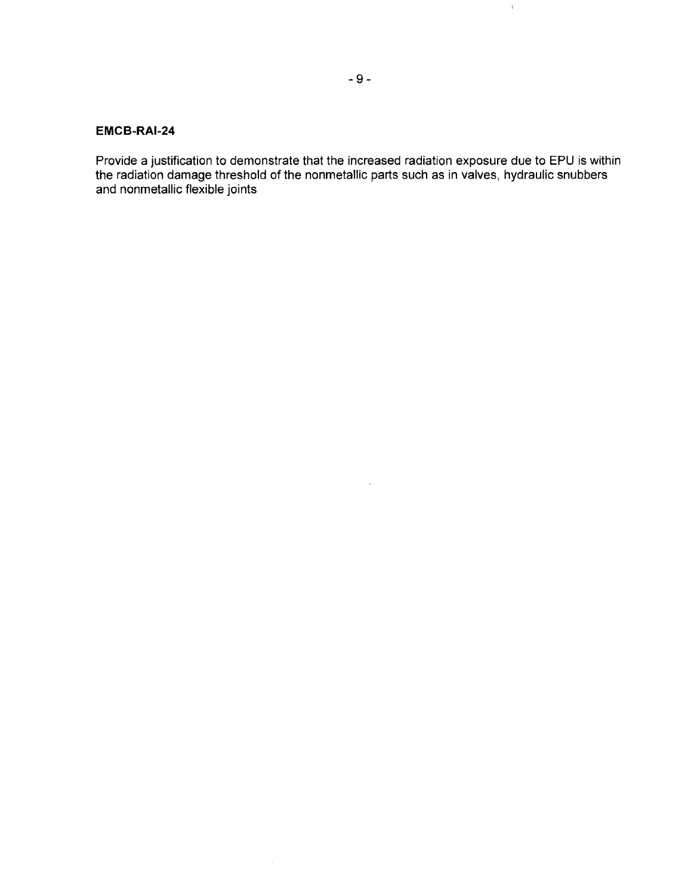**EMCB-RAI-24**

Provide a justification to demonstrate that the increased radiation exposure due to EPU is within the radiation damage threshold of the nonmetallic parts such as in valves, hydraulic snubbers and nonmetallic flexible joints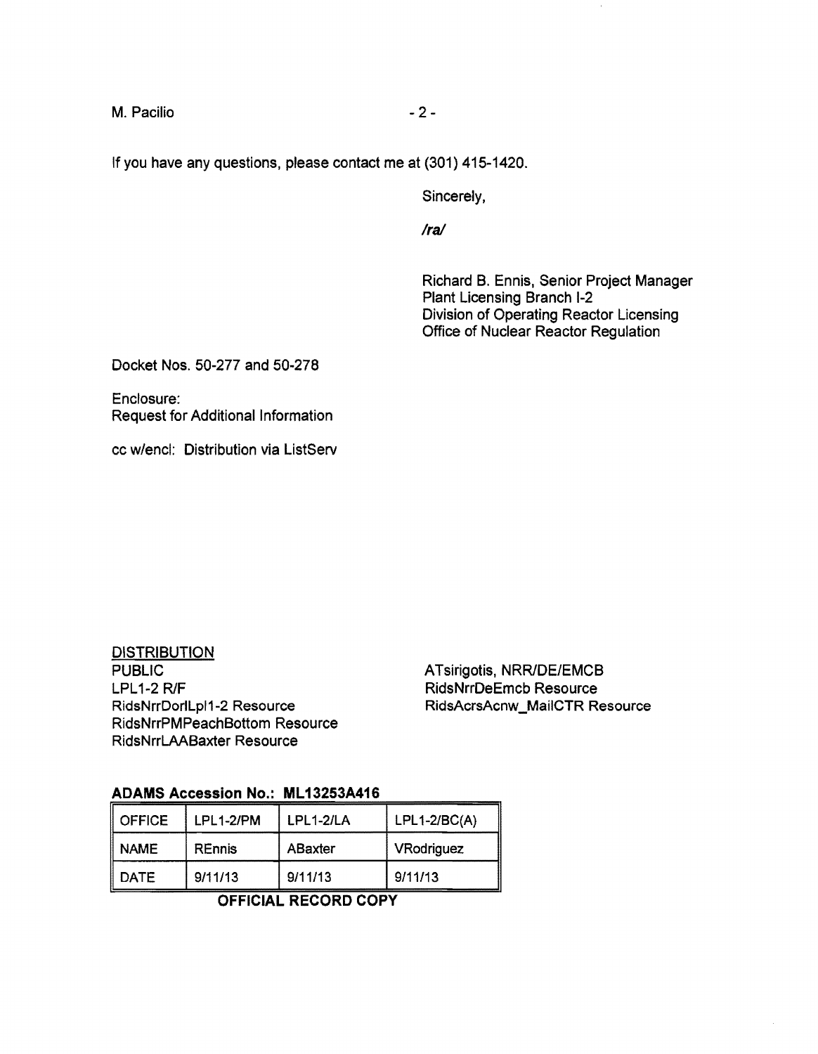If you have any questions, please contact me at (301) 415-1420.

Sincerely,

*/ra/*

Richard B. Ennis, Senior Project Manager
Plant Licensing Branch I-2
Division of Operating Reactor Licensing
Office of Nuclear Reactor Regulation

Docket Nos. 50-277 and 50-278

Enclosure:
Request for Additional Information

cc w/encl: Distribution via ListServ

DISTRIBUTION
PUBLIC
LPL1-2 R/F
RidsNrrDorlLpl1-2 Resource
RidsNrrPMPeachBottom Resource
RidsNrrLAABaxter Resource
ATsirigotis, NRR/DE/EMCB
RidsNrrDeEmcb Resource
RidsAcrsAcnw_MailCTR Resource

**ADAMS Accession No.: ML13253A416**

| OFFICE | LPL1-2/PM | LPL1-2/LA | LPL1-2/BC(A) |
|---|---|---|---|
| NAME | REnnis | ABaxter | VRodriguez |
| DATE | 9/11/13 | 9/11/13 | 9/11/13 |

**OFFICIAL RECORD COPY**